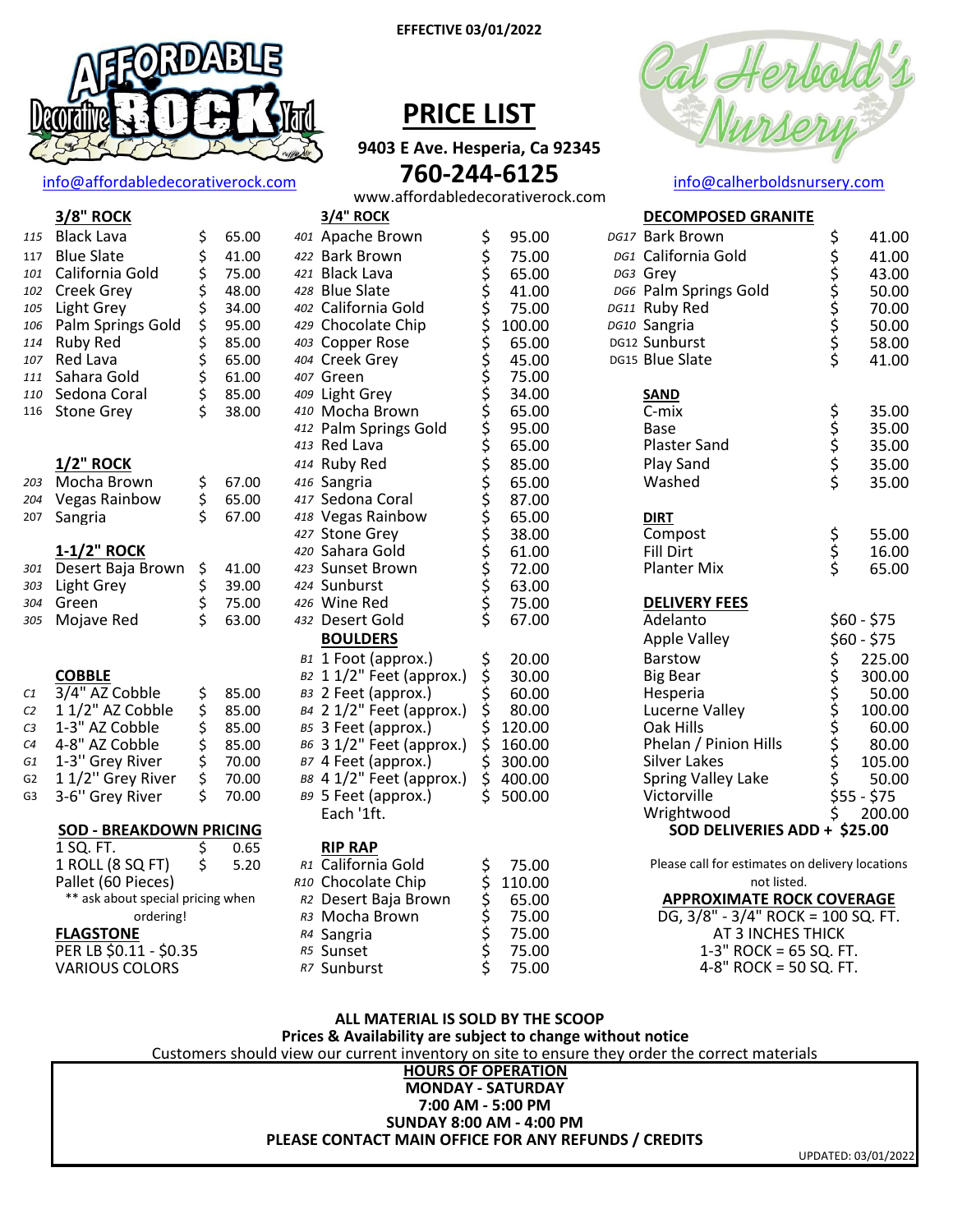EFFECTIVE 03/01/2022

Affordable Decorative Rock Yard

info@affordabledecorativerock.com

# PRICE LIST

**9403 E Ave. Hesperia, Ca 92345**

## 760-244-6125

www.affordabledecorativerock.com

Cal Herbold's Nursery

info@calherboldsnursery.com

### 3/8" ROCK

| # | Item | Price |
|---|---|---|
| 115 | Black Lava | $ 65.00 |
| 117 | Blue Slate | $ 41.00 |
| 101 | California Gold | $ 75.00 |
| 102 | Creek Grey | $ 48.00 |
| 105 | Light Grey | $ 34.00 |
| 106 | Palm Springs Gold | $ 95.00 |
| 114 | Ruby Red | $ 85.00 |
| 107 | Red Lava | $ 65.00 |
| 111 | Sahara Gold | $ 61.00 |
| 110 | Sedona Coral | $ 85.00 |
| 116 | Stone Grey | $ 38.00 |

### 1/2" ROCK

| # | Item | Price |
|---|---|---|
| 203 | Mocha Brown | $ 67.00 |
| 204 | Vegas Rainbow | $ 65.00 |
| 207 | Sangria | $ 67.00 |

### 1-1/2" ROCK

| # | Item | Price |
|---|---|---|
| 301 | Desert Baja Brown | $ 41.00 |
| 303 | Light Grey | $ 39.00 |
| 304 | Green | $ 75.00 |
| 305 | Mojave Red | $ 63.00 |

### COBBLE

| # | Item | Price |
|---|---|---|
| C1 | 3/4" AZ Cobble | $ 85.00 |
| C2 | 1 1/2" AZ Cobble | $ 85.00 |
| C3 | 1-3" AZ Cobble | $ 85.00 |
| C4 | 4-8" AZ Cobble | $ 85.00 |
| G1 | 1-3" Grey River | $ 70.00 |
| G2 | 1 1/2" Grey River | $ 70.00 |
| G3 | 3-6" Grey River | $ 70.00 |

### SOD - BREAKDOWN PRICING

| Item | Price |
|---|---|
| 1 SQ. FT. | $ 0.65 |
| 1 ROLL (8 SQ FT) | $ 5.20 |
| Pallet (60 Pieces) | |

** ask about special pricing when ordering!

### FLAGSTONE

PER LB $0.11 - $0.35
VARIOUS COLORS

### 3/4" ROCK

| # | Item | Price |
|---|---|---|
| 401 | Apache Brown | $ 95.00 |
| 422 | Bark Brown | $ 75.00 |
| 421 | Black Lava | $ 65.00 |
| 428 | Blue Slate | $ 41.00 |
| 402 | California Gold | $ 75.00 |
| 429 | Chocolate Chip | $ 100.00 |
| 403 | Copper Rose | $ 65.00 |
| 404 | Creek Grey | $ 45.00 |
| 407 | Green | $ 75.00 |
| 409 | Light Grey | $ 34.00 |
| 410 | Mocha Brown | $ 65.00 |
| 412 | Palm Springs Gold | $ 95.00 |
| 413 | Red Lava | $ 65.00 |
| 414 | Ruby Red | $ 85.00 |
| 416 | Sangria | $ 65.00 |
| 417 | Sedona Coral | $ 87.00 |
| 418 | Vegas Rainbow | $ 65.00 |
| 427 | Stone Grey | $ 38.00 |
| 420 | Sahara Gold | $ 61.00 |
| 423 | Sunset Brown | $ 72.00 |
| 424 | Sunburst | $ 63.00 |
| 426 | Wine Red | $ 75.00 |
| 432 | Desert Gold | $ 67.00 |

### BOULDERS

| # | Item | Price |
|---|---|---|
| B1 | 1 Foot (approx.) | $ 20.00 |
| B2 | 1 1/2" Feet (approx.) | $ 30.00 |
| B3 | 2 Feet (approx.) | $ 60.00 |
| B4 | 2 1/2" Feet (approx.) | $ 80.00 |
| B5 | 3 Feet (approx.) | $ 120.00 |
| B6 | 3 1/2" Feet (approx.) | $ 160.00 |
| B7 | 4 Feet (approx.) | $ 300.00 |
| B8 | 4 1/2" Feet (approx.) | $ 400.00 |
| B9 | 5 Feet (approx.) | $ 500.00 |

Each '1ft.

### RIP RAP

| # | Item | Price |
|---|---|---|
| R1 | California Gold | $ 75.00 |
| R10 | Chocolate Chip | $ 110.00 |
| R2 | Desert Baja Brown | $ 65.00 |
| R3 | Mocha Brown | $ 75.00 |
| R4 | Sangria | $ 75.00 |
| R5 | Sunset | $ 75.00 |
| R7 | Sunburst | $ 75.00 |

### DECOMPOSED GRANITE

| # | Item | Price |
|---|---|---|
| DG17 | Bark Brown | $ 41.00 |
| DG1 | California Gold | $ 41.00 |
| DG3 | Grey | $ 43.00 |
| DG6 | Palm Springs Gold | $ 50.00 |
| DG11 | Ruby Red | $ 70.00 |
| DG10 | Sangria | $ 50.00 |
| DG12 | Sunburst | $ 58.00 |
| DG15 | Blue Slate | $ 41.00 |

### SAND

| Item | Price |
|---|---|
| C-mix | $ 35.00 |
| Base | $ 35.00 |
| Plaster Sand | $ 35.00 |
| Play Sand | $ 35.00 |
| Washed | $ 35.00 |

### DIRT

| Item | Price |
|---|---|
| Compost | $ 55.00 |
| Fill Dirt | $ 16.00 |
| Planter Mix | $ 65.00 |

### DELIVERY FEES

| Location | Fee |
|---|---|
| Adelanto | $60 - $75 |
| Apple Valley | $60 - $75 |
| Barstow | $ 225.00 |
| Big Bear | $ 300.00 |
| Hesperia | $ 50.00 |
| Lucerne Valley | $ 100.00 |
| Oak Hills | $ 60.00 |
| Phelan / Pinion Hills | $ 80.00 |
| Silver Lakes | $ 105.00 |
| Spring Valley Lake | $ 50.00 |
| Victorville | $55 - $75 |
| Wrightwood | $ 200.00 |

**SOD DELIVERIES ADD + $25.00**

Please call for estimates on delivery locations not listed.

### APPROXIMATE ROCK COVERAGE

DG, 3/8" - 3/4" ROCK = 100 SQ. FT. AT 3 INCHES THICK
1-3" ROCK = 65 SQ. FT.
4-8" ROCK = 50 SQ. FT.

**ALL MATERIAL IS SOLD BY THE SCOOP**
**Prices & Availability are subject to change without notice**
Customers should view our current inventory on site to ensure they order the correct materials

**HOURS OF OPERATION**
**MONDAY - SATURDAY**
**7:00 AM - 5:00 PM**
**SUNDAY 8:00 AM - 4:00 PM**
**PLEASE CONTACT MAIN OFFICE FOR ANY REFUNDS / CREDITS**

UPDATED: 03/01/2022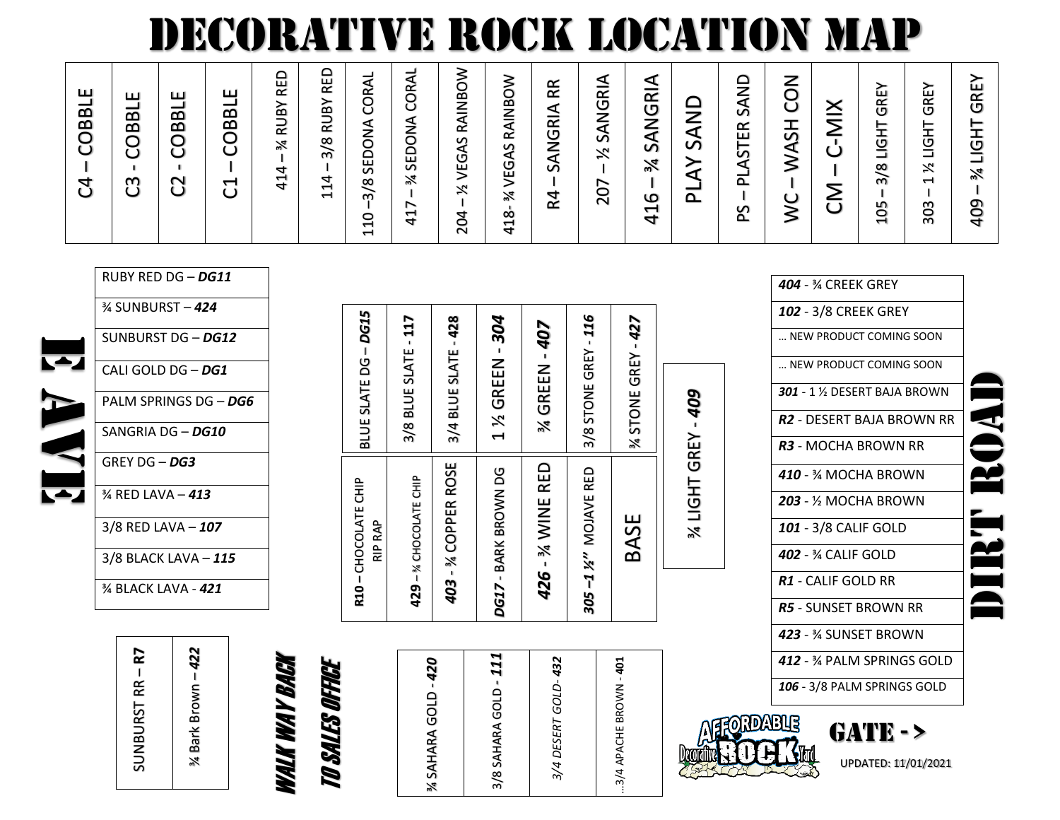# DECORATIVE ROCK LOCATION MAP

| | | | | | | | | | | | | | | | | | | | |
|---|---|---|---|---|---|---|---|---|---|---|---|---|---|---|---|---|---|---|---|
| C4 – COBBLE | C3 - COBBLE | C2 - COBBLE | C1 – COBBLE | 414 – ¾ RUBY RED | 114 – 3/8 RUBY RED | 110 –3/8 SEDONA CORAL | 417 – ¾ SEDONA CORAL | 204 – ½ VEGAS RAINBOW | 418- ¾ VEGAS RAINBOW | R4 – SANGRIA RR | 207 – ½ SANGRIA | 416 – ¾ SANGRIA | PLAY SAND | PS – PLASTER SAND | WC – WASH CON | CM – C-MIX | 105 – 3/8 LIGHT GREY | 303 – 1 ½ LIGHT GREY | 409 – ¾ LIGHT GREY |

EAVE

| |
|---|
| RUBY RED DG – ***DG11*** |
| ¾ SUNBURST – ***424*** |
| SUNBURST DG – ***DG12*** |
| CALI GOLD DG – ***DG1*** |
| PALM SPRINGS DG – ***DG6*** |
| SANGRIA DG – ***DG10*** |
| GREY DG – ***DG3*** |
| ¾ RED LAVA – ***413*** |
| 3/8 RED LAVA – ***107*** |
| 3/8 BLACK LAVA – ***115*** |
| ¾ BLACK LAVA - ***421*** |

| | | | | | | |
|---|---|---|---|---|---|---|
| BLUE SLATE DG – ***DG15*** | 3/8 BLUE SLATE - ***117*** | 3/4 BLUE SLATE - ***428*** | 1 ½ GREEN - ***304*** | ¾ GREEN - ***407*** | 3/8 STONE GREY - ***116*** | ¾ STONE GREY - ***427*** |
| ***R10*** – CHOCOLATE CHIP RIP RAP | ***429*** – ¾ CHOCOLATE CHIP | ***403*** - ¾ COPPER ROSE | ***DG17*** - BARK BROWN DG | ***426*** - ¾ WINE RED | ***305*** –1 ½" MOJAVE RED | BASE |

| |
|---|
| ¾ LIGHT GREY - ***409*** |

| |
|---|
| ***404*** - ¾ CREEK GREY |
| ***102*** - 3/8 CREEK GREY |
| … NEW PRODUCT COMING SOON |
| … NEW PRODUCT COMING SOON |
| ***301*** - 1 ½ DESERT BAJA BROWN |
| ***R2*** - DESERT BAJA BROWN RR |
| ***R3*** - MOCHA BROWN RR |
| ***410*** - ¾ MOCHA BROWN |
| ***203*** - ½ MOCHA BROWN |
| ***101*** - 3/8 CALIF GOLD |
| ***402*** - ¾ CALIF GOLD |
| ***R1*** - CALIF GOLD RR |
| ***R5*** - SUNSET BROWN RR |
| ***423*** - ¾ SUNSET BROWN |
| ***412*** - ¾ PALM SPRINGS GOLD |
| ***106*** - 3/8 PALM SPRINGS GOLD |

DIRT ROAD

| | |
|---|---|
| SUNBURST RR – ***R7*** | ¾ Bark Brown – ***422*** |

***WALK WAY BACK TO SALES OFFICE***

| | | | |
|---|---|---|---|
| ¾ SAHARA GOLD - ***420*** | 3/8 SAHARA GOLD - ***111*** | *3/4 DESERT GOLD- 432* | …3/4 APACHE BROWN - ***401*** |

AFFORDABLE Decorative ROCK Yard

GATE ->

UPDATED: 11/01/2021